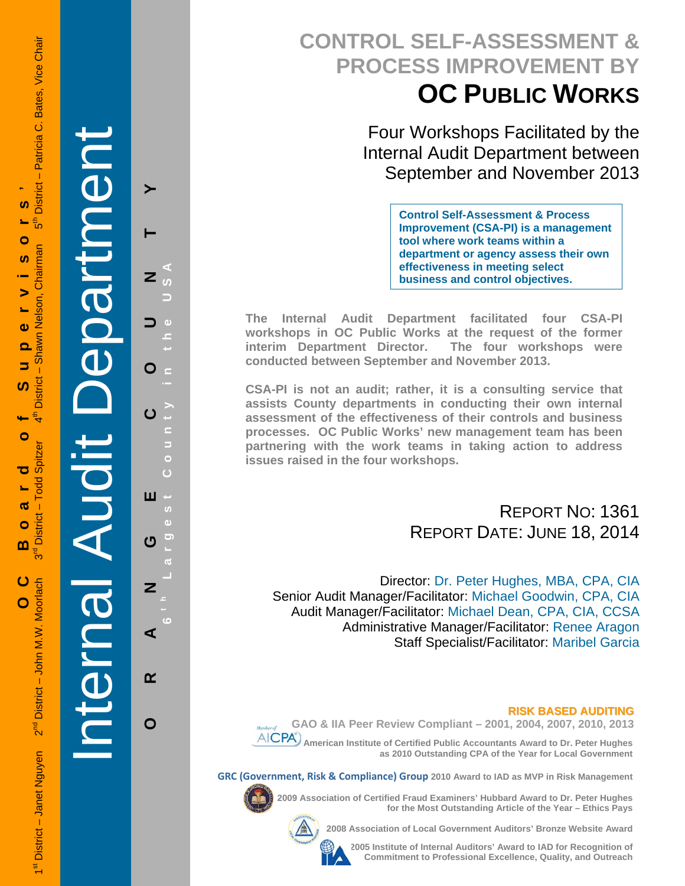OC Board of Supervisors'

1st District – Janet Nguyen 2nd District – John M.W. Moorlach 3rd District – Todd Spitzer 4th District – Shawn Nelson, Chairman 5th District – Patricia C. Bates, Vice Chair

Internal Audit Department

ORANGE COUNTY

6th Largest County in the USA

# CONTROL SELF-ASSESSMENT & PROCESS IMPROVEMENT BY OC PUBLIC WORKS

## Four Workshops Facilitated by the Internal Audit Department between September and November 2013

**Control Self-Assessment & Process Improvement (CSA-PI) is a management tool where work teams within a department or agency assess their own effectiveness in meeting select business and control objectives.**

**The Internal Audit Department facilitated four CSA-PI workshops in OC Public Works at the request of the former interim Department Director. The four workshops were conducted between September and November 2013.**

**CSA-PI is not an audit; rather, it is a consulting service that assists County departments in conducting their own internal assessment of the effectiveness of their controls and business processes. OC Public Works' new management team has been partnering with the work teams in taking action to address issues raised in the four workshops.**

REPORT NO: 1361
REPORT DATE: JUNE 18, 2014

Director: Dr. Peter Hughes, MBA, CPA, CIA
Senior Audit Manager/Facilitator: Michael Goodwin, CPA, CIA
Audit Manager/Facilitator: Michael Dean, CPA, CIA, CCSA
Administrative Manager/Facilitator: Renee Aragon
Staff Specialist/Facilitator: Maribel Garcia

**RISK BASED AUDITING**

GAO & IIA Peer Review Compliant – 2001, 2004, 2007, 2010, 2013

Member of AICPA — American Institute of Certified Public Accountants Award to Dr. Peter Hughes as 2010 Outstanding CPA of the Year for Local Government

GRC (Government, Risk & Compliance) Group 2010 Award to IAD as MVP in Risk Management

2009 Association of Certified Fraud Examiners' Hubbard Award to Dr. Peter Hughes for the Most Outstanding Article of the Year – Ethics Pays

2008 Association of Local Government Auditors' Bronze Website Award

2005 Institute of Internal Auditors' Award to IAD for Recognition of Commitment to Professional Excellence, Quality, and Outreach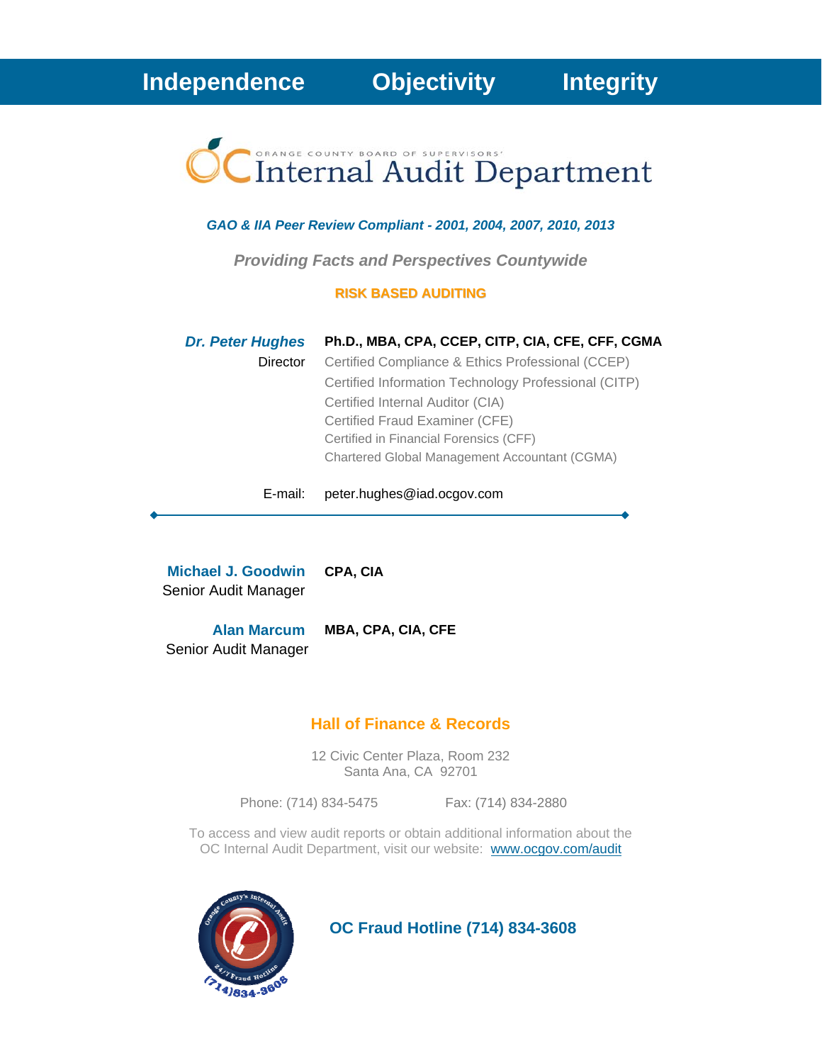**Independence Objectivity Integrity**

# OC Internal Audit Department

ORANGE COUNTY BOARD OF SUPERVISORS'

***GAO & IIA Peer Review Compliant - 2001, 2004, 2007, 2010, 2013***

***Providing Facts and Perspectives Countywide***

**RISK BASED AUDITING**

***Dr. Peter Hughes*** **Ph.D., MBA, CPA, CCEP, CITP, CIA, CFE, CFF, CGMA**
Director

Certified Compliance & Ethics Professional (CCEP)
Certified Information Technology Professional (CITP)
Certified Internal Auditor (CIA)
Certified Fraud Examiner (CFE)
Certified in Financial Forensics (CFF)
Chartered Global Management Accountant (CGMA)

E-mail: peter.hughes@iad.ocgov.com

---

**Michael J. Goodwin** **CPA, CIA**
Senior Audit Manager

**Alan Marcum** **MBA, CPA, CIA, CFE**
Senior Audit Manager

## Hall of Finance & Records

12 Civic Center Plaza, Room 232
Santa Ana, CA 92701

Phone: (714) 834-5475 Fax: (714) 834-2880

To access and view audit reports or obtain additional information about the OC Internal Audit Department, visit our website: www.ocgov.com/audit

**OC Fraud Hotline (714) 834-3608**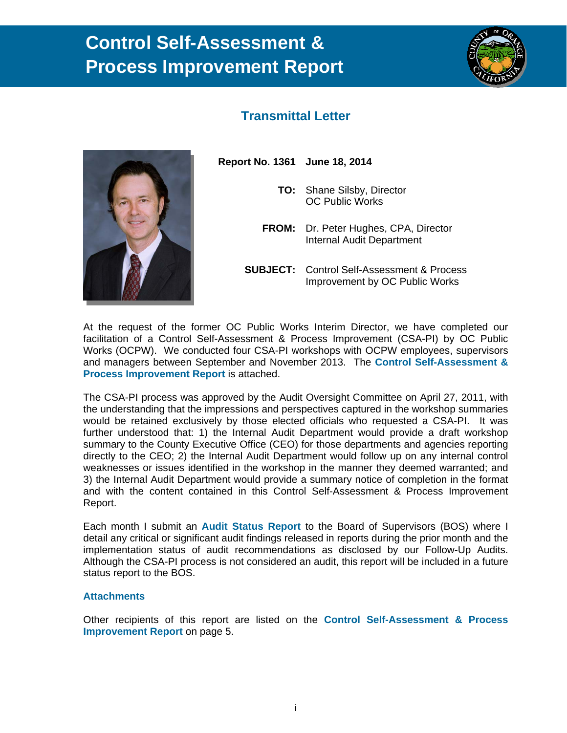# Control Self-Assessment & Process Improvement Report

## Transmittal Letter

**Report No. 1361** **June 18, 2014**

**TO:** Shane Silsby, Director
OC Public Works

**FROM:** Dr. Peter Hughes, CPA, Director
Internal Audit Department

**SUBJECT:** Control Self-Assessment & Process Improvement by OC Public Works

At the request of the former OC Public Works Interim Director, we have completed our facilitation of a Control Self-Assessment & Process Improvement (CSA-PI) by OC Public Works (OCPW). We conducted four CSA-PI workshops with OCPW employees, supervisors and managers between September and November 2013. The **Control Self-Assessment & Process Improvement Report** is attached.

The CSA-PI process was approved by the Audit Oversight Committee on April 27, 2011, with the understanding that the impressions and perspectives captured in the workshop summaries would be retained exclusively by those elected officials who requested a CSA-PI. It was further understood that: 1) the Internal Audit Department would provide a draft workshop summary to the County Executive Office (CEO) for those departments and agencies reporting directly to the CEO; 2) the Internal Audit Department would follow up on any internal control weaknesses or issues identified in the workshop in the manner they deemed warranted; and 3) the Internal Audit Department would provide a summary notice of completion in the format and with the content contained in this Control Self-Assessment & Process Improvement Report.

Each month I submit an **Audit Status Report** to the Board of Supervisors (BOS) where I detail any critical or significant audit findings released in reports during the prior month and the implementation status of audit recommendations as disclosed by our Follow-Up Audits. Although the CSA-PI process is not considered an audit, this report will be included in a future status report to the BOS.

**Attachments**

Other recipients of this report are listed on the **Control Self-Assessment & Process Improvement Report** on page 5.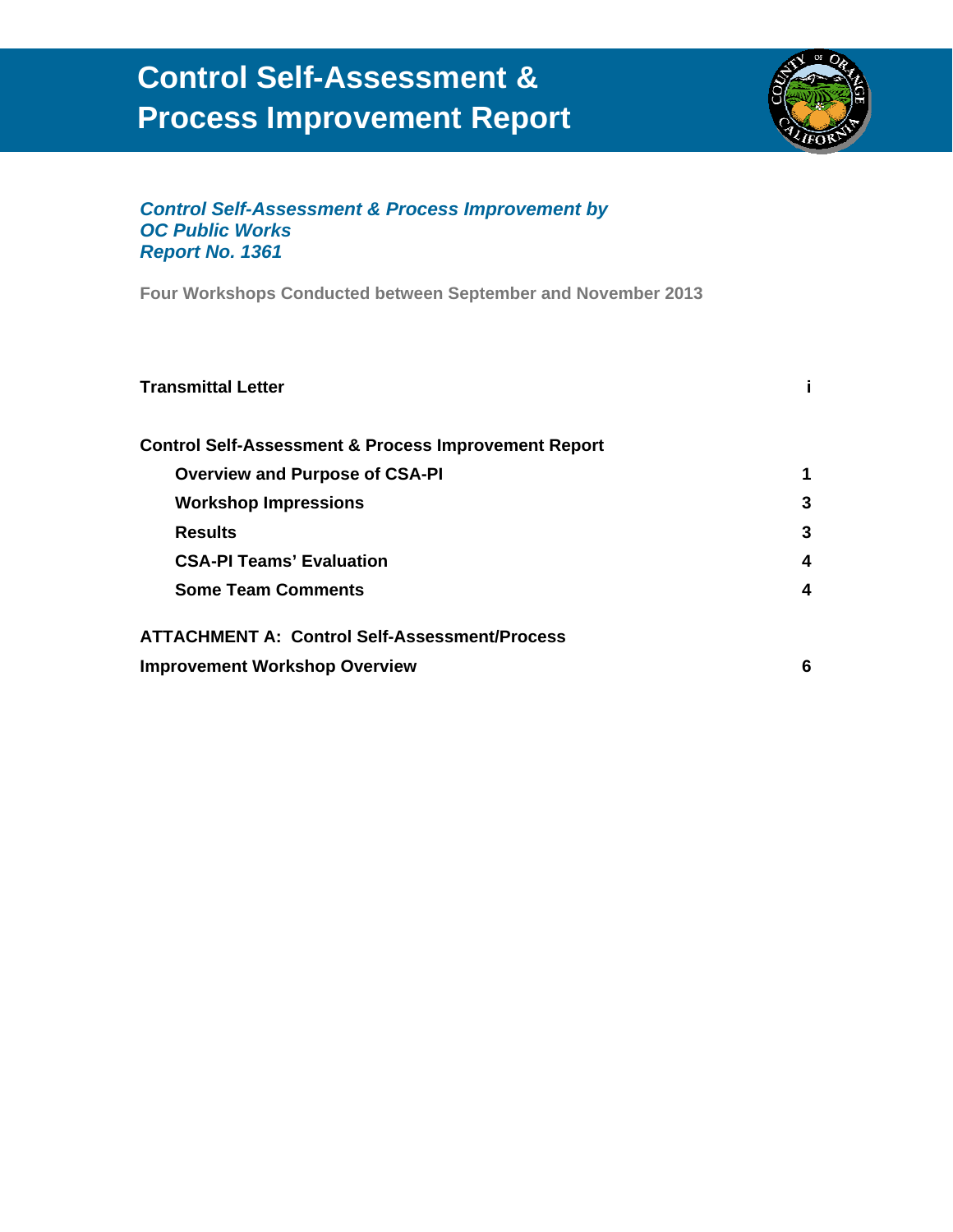# Control Self-Assessment & Process Improvement Report

***Control Self-Assessment & Process Improvement by***
***OC Public Works***
***Report No. 1361***

**Four Workshops Conducted between September and November 2013**

| | |
|---|---|
| **Transmittal Letter** | **i** |
| **Control Self-Assessment & Process Improvement Report** | |
| **Overview and Purpose of CSA-PI** | **1** |
| **Workshop Impressions** | **3** |
| **Results** | **3** |
| **CSA-PI Teams' Evaluation** | **4** |
| **Some Team Comments** | **4** |
| **ATTACHMENT A: Control Self-Assessment/Process Improvement Workshop Overview** | **6** |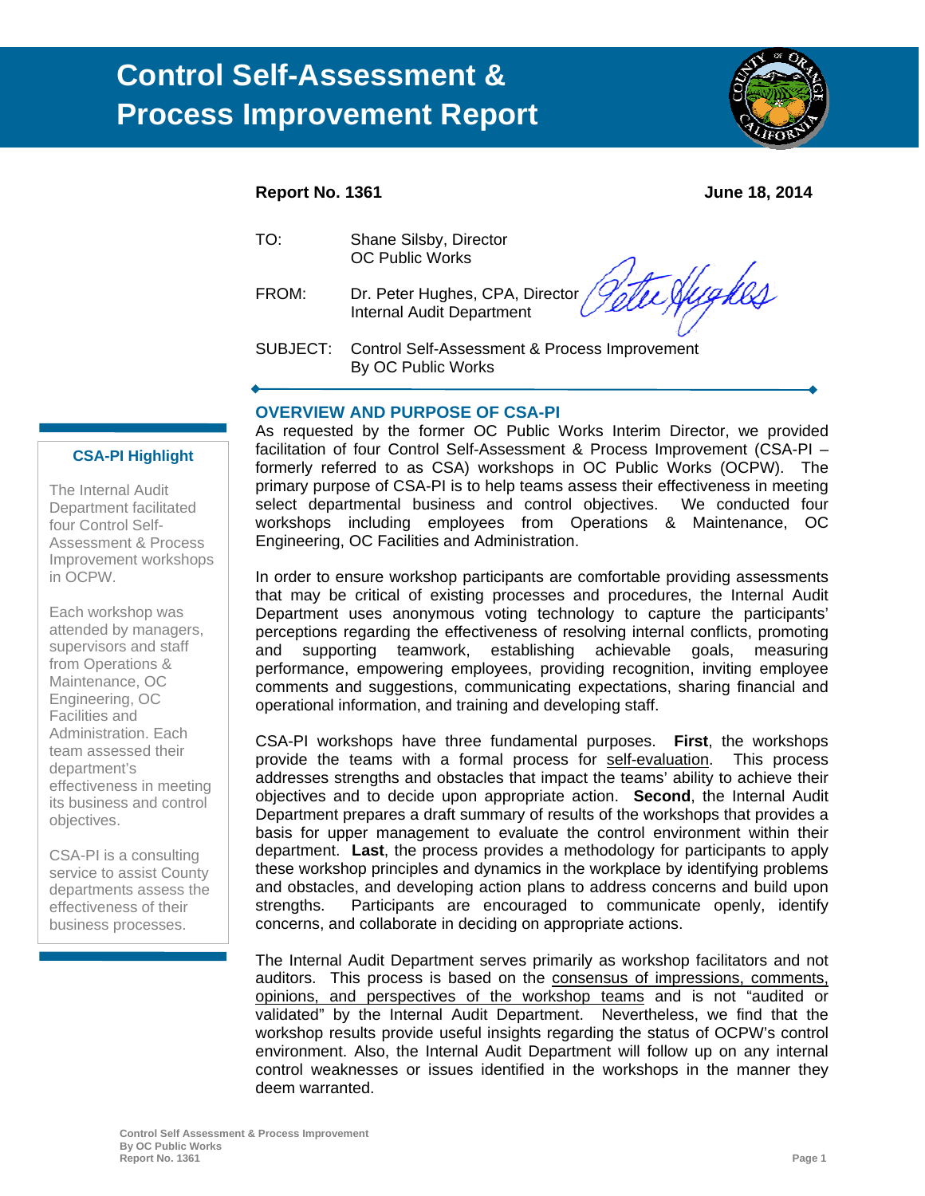# Control Self-Assessment & Process Improvement Report

**Report No. 1361** | **June 18, 2014**

TO: Shane Silsby, Director
OC Public Works

FROM: Dr. Peter Hughes, CPA, Director
Internal Audit Department

SUBJECT: Control Self-Assessment & Process Improvement
By OC Public Works

## OVERVIEW AND PURPOSE OF CSA-PI

As requested by the former OC Public Works Interim Director, we provided facilitation of four Control Self-Assessment & Process Improvement (CSA-PI – formerly referred to as CSA) workshops in OC Public Works (OCPW). The primary purpose of CSA-PI is to help teams assess their effectiveness in meeting select departmental business and control objectives. We conducted four workshops including employees from Operations & Maintenance, OC Engineering, OC Facilities and Administration.

In order to ensure workshop participants are comfortable providing assessments that may be critical of existing processes and procedures, the Internal Audit Department uses anonymous voting technology to capture the participants' perceptions regarding the effectiveness of resolving internal conflicts, promoting and supporting teamwork, establishing achievable goals, measuring performance, empowering employees, providing recognition, inviting employee comments and suggestions, communicating expectations, sharing financial and operational information, and training and developing staff.

CSA-PI workshops have three fundamental purposes. **First**, the workshops provide the teams with a formal process for self-evaluation. This process addresses strengths and obstacles that impact the teams' ability to achieve their objectives and to decide upon appropriate action. **Second**, the Internal Audit Department prepares a draft summary of results of the workshops that provides a basis for upper management to evaluate the control environment within their department. **Last**, the process provides a methodology for participants to apply these workshop principles and dynamics in the workplace by identifying problems and obstacles, and developing action plans to address concerns and build upon strengths. Participants are encouraged to communicate openly, identify concerns, and collaborate in deciding on appropriate actions.

The Internal Audit Department serves primarily as workshop facilitators and not auditors. This process is based on the consensus of impressions, comments, opinions, and perspectives of the workshop teams and is not "audited or validated" by the Internal Audit Department. Nevertheless, we find that the workshop results provide useful insights regarding the status of OCPW's control environment. Also, the Internal Audit Department will follow up on any internal control weaknesses or issues identified in the workshops in the manner they deem warranted.

### CSA-PI Highlight

The Internal Audit Department facilitated four Control Self-Assessment & Process Improvement workshops in OCPW.

Each workshop was attended by managers, supervisors and staff from Operations & Maintenance, OC Engineering, OC Facilities and Administration. Each team assessed their department's effectiveness in meeting its business and control objectives.

CSA-PI is a consulting service to assist County departments assess the effectiveness of their business processes.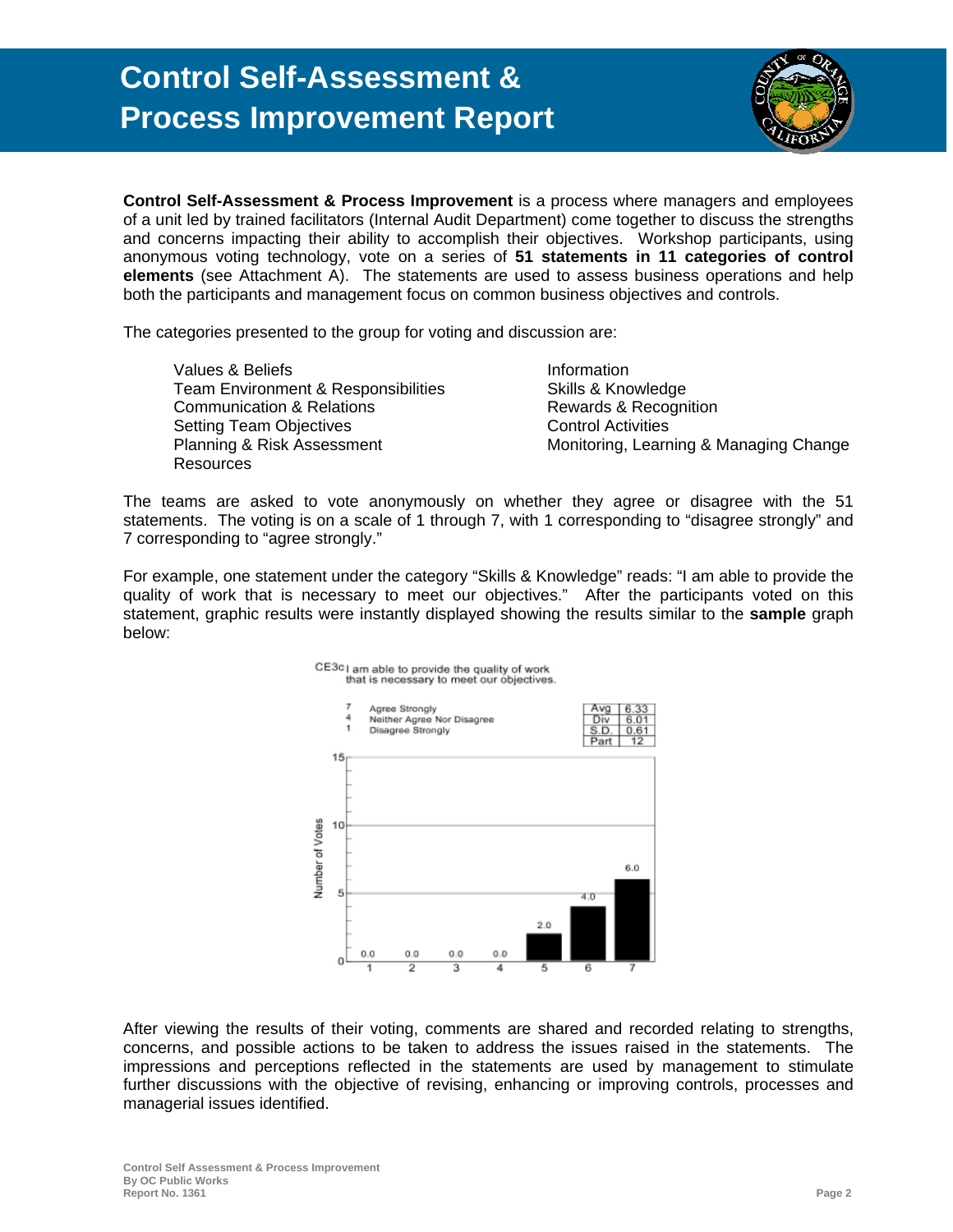# Control Self-Assessment & Process Improvement Report

**Control Self-Assessment & Process Improvement** is a process where managers and employees of a unit led by trained facilitators (Internal Audit Department) come together to discuss the strengths and concerns impacting their ability to accomplish their objectives. Workshop participants, using anonymous voting technology, vote on a series of **51 statements in 11 categories of control elements** (see Attachment A). The statements are used to assess business operations and help both the participants and management focus on common business objectives and controls.

The categories presented to the group for voting and discussion are:

- Values & Beliefs
- Team Environment & Responsibilities
- Communication & Relations
- Setting Team Objectives
- Planning & Risk Assessment
- Resources
- Information
- Skills & Knowledge
- Rewards & Recognition
- Control Activities
- Monitoring, Learning & Managing Change

The teams are asked to vote anonymously on whether they agree or disagree with the 51 statements. The voting is on a scale of 1 through 7, with 1 corresponding to "disagree strongly" and 7 corresponding to "agree strongly."

For example, one statement under the category "Skills & Knowledge" reads: "I am able to provide the quality of work that is necessary to meet our objectives." After the participants voted on this statement, graphic results were instantly displayed showing the results similar to the **sample** graph below:

CE3c I am able to provide the quality of work that is necessary to meet our objectives.

7 Agree Strongly
4 Neither Agree Nor Disagree
1 Disagree Strongly

Avg 6.33
Div 6.01
S.D. 0.61
Part 12

Number of Votes

15, 10, 5, 0

0.0, 0.0, 0.0, 0.0, 2.0, 4.0, 6.0

1, 2, 3, 4, 5, 6, 7

After viewing the results of their voting, comments are shared and recorded relating to strengths, concerns, and possible actions to be taken to address the issues raised in the statements. The impressions and perceptions reflected in the statements are used by management to stimulate further discussions with the objective of revising, enhancing or improving controls, processes and managerial issues identified.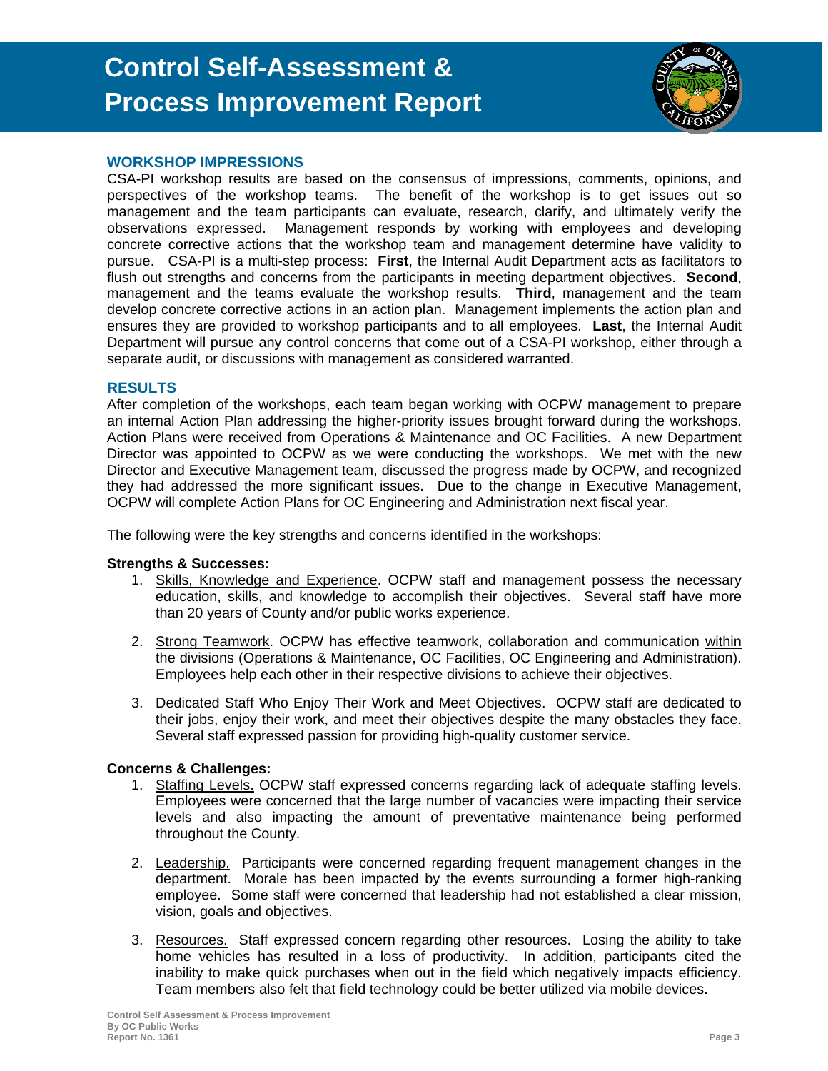# Control Self-Assessment & Process Improvement Report

## WORKSHOP IMPRESSIONS

CSA-PI workshop results are based on the consensus of impressions, comments, opinions, and perspectives of the workshop teams. The benefit of the workshop is to get issues out so management and the team participants can evaluate, research, clarify, and ultimately verify the observations expressed. Management responds by working with employees and developing concrete corrective actions that the workshop team and management determine have validity to pursue. CSA-PI is a multi-step process: **First**, the Internal Audit Department acts as facilitators to flush out strengths and concerns from the participants in meeting department objectives. **Second**, management and the teams evaluate the workshop results. **Third**, management and the team develop concrete corrective actions in an action plan. Management implements the action plan and ensures they are provided to workshop participants and to all employees. **Last**, the Internal Audit Department will pursue any control concerns that come out of a CSA-PI workshop, either through a separate audit, or discussions with management as considered warranted.

## RESULTS

After completion of the workshops, each team began working with OCPW management to prepare an internal Action Plan addressing the higher-priority issues brought forward during the workshops. Action Plans were received from Operations & Maintenance and OC Facilities. A new Department Director was appointed to OCPW as we were conducting the workshops. We met with the new Director and Executive Management team, discussed the progress made by OCPW, and recognized they had addressed the more significant issues. Due to the change in Executive Management, OCPW will complete Action Plans for OC Engineering and Administration next fiscal year.

The following were the key strengths and concerns identified in the workshops:

**Strengths & Successes:**

1. Skills, Knowledge and Experience. OCPW staff and management possess the necessary education, skills, and knowledge to accomplish their objectives. Several staff have more than 20 years of County and/or public works experience.

2. Strong Teamwork. OCPW has effective teamwork, collaboration and communication within the divisions (Operations & Maintenance, OC Facilities, OC Engineering and Administration). Employees help each other in their respective divisions to achieve their objectives.

3. Dedicated Staff Who Enjoy Their Work and Meet Objectives. OCPW staff are dedicated to their jobs, enjoy their work, and meet their objectives despite the many obstacles they face. Several staff expressed passion for providing high-quality customer service.

**Concerns & Challenges:**

1. Staffing Levels. OCPW staff expressed concerns regarding lack of adequate staffing levels. Employees were concerned that the large number of vacancies were impacting their service levels and also impacting the amount of preventative maintenance being performed throughout the County.

2. Leadership. Participants were concerned regarding frequent management changes in the department. Morale has been impacted by the events surrounding a former high-ranking employee. Some staff were concerned that leadership had not established a clear mission, vision, goals and objectives.

3. Resources. Staff expressed concern regarding other resources. Losing the ability to take home vehicles has resulted in a loss of productivity. In addition, participants cited the inability to make quick purchases when out in the field which negatively impacts efficiency. Team members also felt that field technology could be better utilized via mobile devices.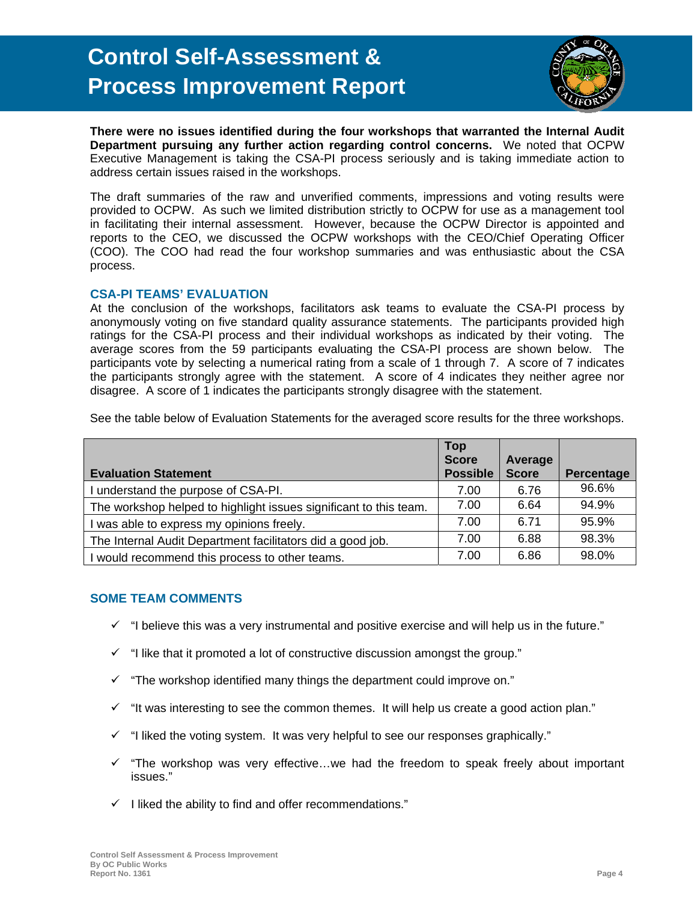**There were no issues identified during the four workshops that warranted the Internal Audit Department pursuing any further action regarding control concerns.** We noted that OCPW Executive Management is taking the CSA-PI process seriously and is taking immediate action to address certain issues raised in the workshops.

The draft summaries of the raw and unverified comments, impressions and voting results were provided to OCPW. As such we limited distribution strictly to OCPW for use as a management tool in facilitating their internal assessment. However, because the OCPW Director is appointed and reports to the CEO, we discussed the OCPW workshops with the CEO/Chief Operating Officer (COO). The COO had read the four workshop summaries and was enthusiastic about the CSA process.

## CSA-PI TEAMS' EVALUATION

At the conclusion of the workshops, facilitators ask teams to evaluate the CSA-PI process by anonymously voting on five standard quality assurance statements. The participants provided high ratings for the CSA-PI process and their individual workshops as indicated by their voting. The average scores from the 59 participants evaluating the CSA-PI process are shown below. The participants vote by selecting a numerical rating from a scale of 1 through 7. A score of 7 indicates the participants strongly agree with the statement. A score of 4 indicates they neither agree nor disagree. A score of 1 indicates the participants strongly disagree with the statement.

See the table below of Evaluation Statements for the averaged score results for the three workshops.

| Evaluation Statement | Top Score Possible | Average Score | Percentage |
|---|---|---|---|
| I understand the purpose of CSA-PI. | 7.00 | 6.76 | 96.6% |
| The workshop helped to highlight issues significant to this team. | 7.00 | 6.64 | 94.9% |
| I was able to express my opinions freely. | 7.00 | 6.71 | 95.9% |
| The Internal Audit Department facilitators did a good job. | 7.00 | 6.88 | 98.3% |
| I would recommend this process to other teams. | 7.00 | 6.86 | 98.0% |

## SOME TEAM COMMENTS

- ✓ "I believe this was a very instrumental and positive exercise and will help us in the future."
- ✓ "I like that it promoted a lot of constructive discussion amongst the group."
- ✓ "The workshop identified many things the department could improve on."
- ✓ "It was interesting to see the common themes. It will help us create a good action plan."
- ✓ "I liked the voting system. It was very helpful to see our responses graphically."
- ✓ "The workshop was very effective…we had the freedom to speak freely about important issues."
- ✓ I liked the ability to find and offer recommendations."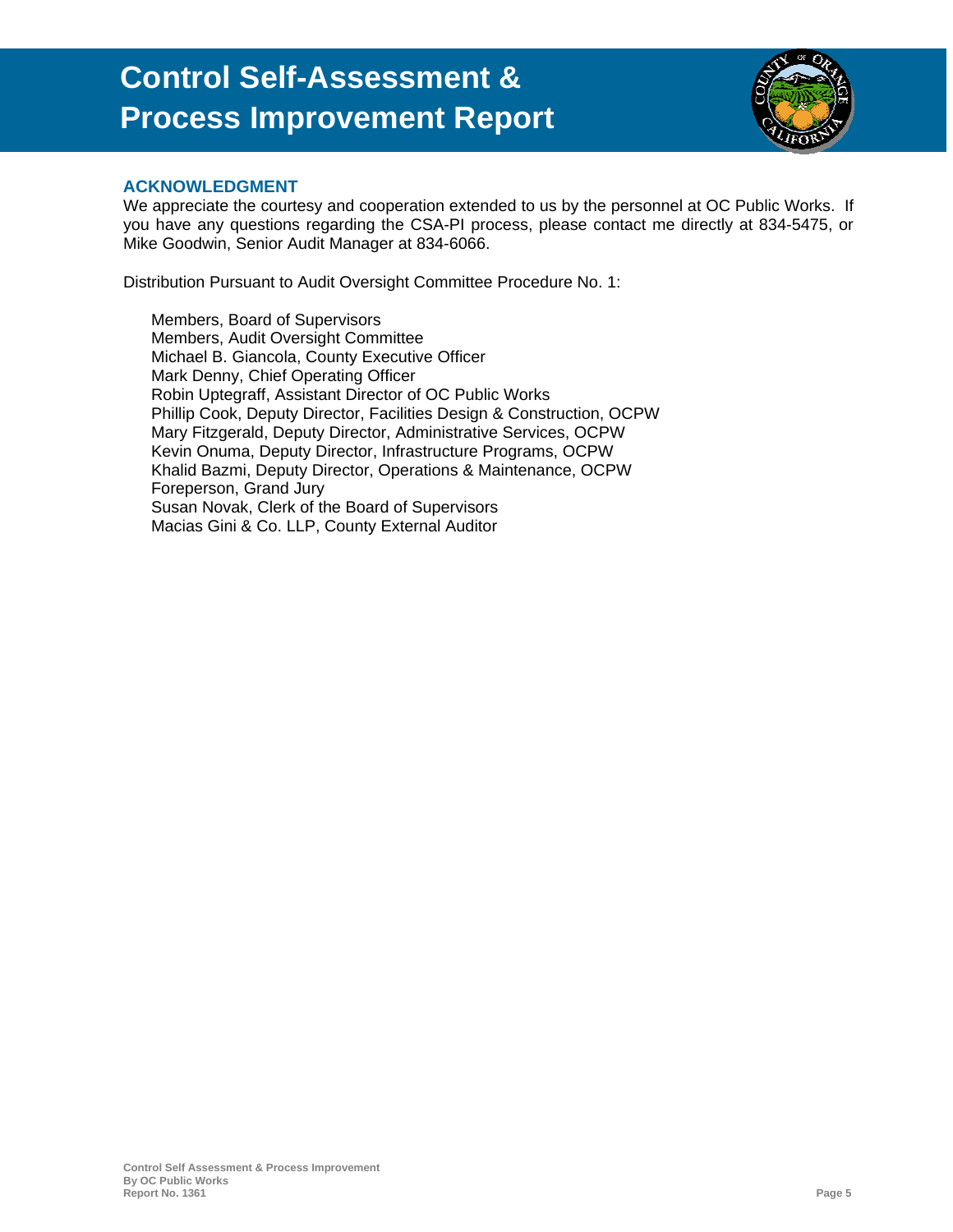## ACKNOWLEDGMENT

We appreciate the courtesy and cooperation extended to us by the personnel at OC Public Works. If you have any questions regarding the CSA-PI process, please contact me directly at 834-5475, or Mike Goodwin, Senior Audit Manager at 834-6066.

Distribution Pursuant to Audit Oversight Committee Procedure No. 1:

Members, Board of Supervisors
Members, Audit Oversight Committee
Michael B. Giancola, County Executive Officer
Mark Denny, Chief Operating Officer
Robin Uptegraff, Assistant Director of OC Public Works
Phillip Cook, Deputy Director, Facilities Design & Construction, OCPW
Mary Fitzgerald, Deputy Director, Administrative Services, OCPW
Kevin Onuma, Deputy Director, Infrastructure Programs, OCPW
Khalid Bazmi, Deputy Director, Operations & Maintenance, OCPW
Foreperson, Grand Jury
Susan Novak, Clerk of the Board of Supervisors
Macias Gini & Co. LLP, County External Auditor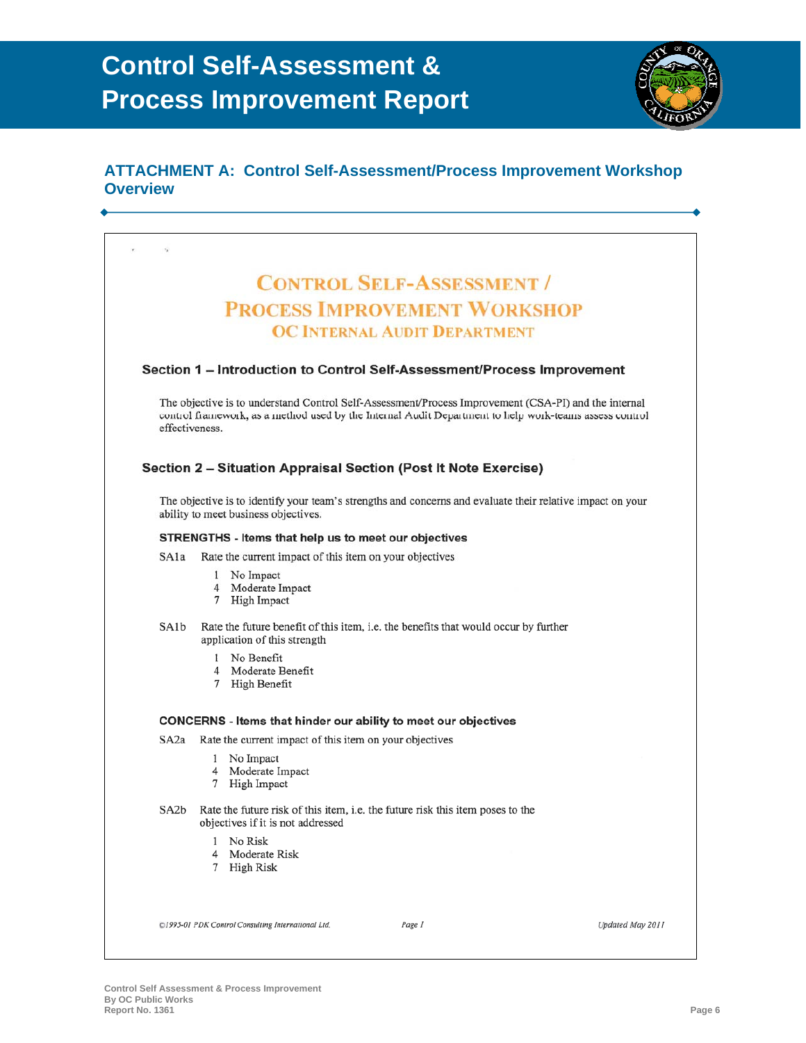## ATTACHMENT A: Control Self-Assessment/Process Improvement Workshop Overview

# CONTROL SELF-ASSESSMENT / PROCESS IMPROVEMENT WORKSHOP

### OC INTERNAL AUDIT DEPARTMENT

### Section 1 – Introduction to Control Self-Assessment/Process Improvement

The objective is to understand Control Self-Assessment/Process Improvement (CSA-PI) and the internal control framework, as a method used by the Internal Audit Department to help work-teams assess control effectiveness.

### Section 2 – Situation Appraisal Section (Post It Note Exercise)

The objective is to identify your team's strengths and concerns and evaluate their relative impact on your ability to meet business objectives.

**STRENGTHS - Items that help us to meet our objectives**

SA1a Rate the current impact of this item on your objectives

- 1 No Impact
- 4 Moderate Impact
- 7 High Impact

SA1b Rate the future benefit of this item, i.e. the benefits that would occur by further application of this strength

- 1 No Benefit
- 4 Moderate Benefit
- 7 High Benefit

**CONCERNS - Items that hinder our ability to meet our objectives**

SA2a Rate the current impact of this item on your objectives

- 1 No Impact
- 4 Moderate Impact
- 7 High Impact

SA2b Rate the future risk of this item, i.e. the future risk this item poses to the objectives if it is not addressed

- 1 No Risk
- 4 Moderate Risk
- 7 High Risk

*©1995-01 PDK Control Consulting International Ltd.* *Page 1* *Updated May 2011*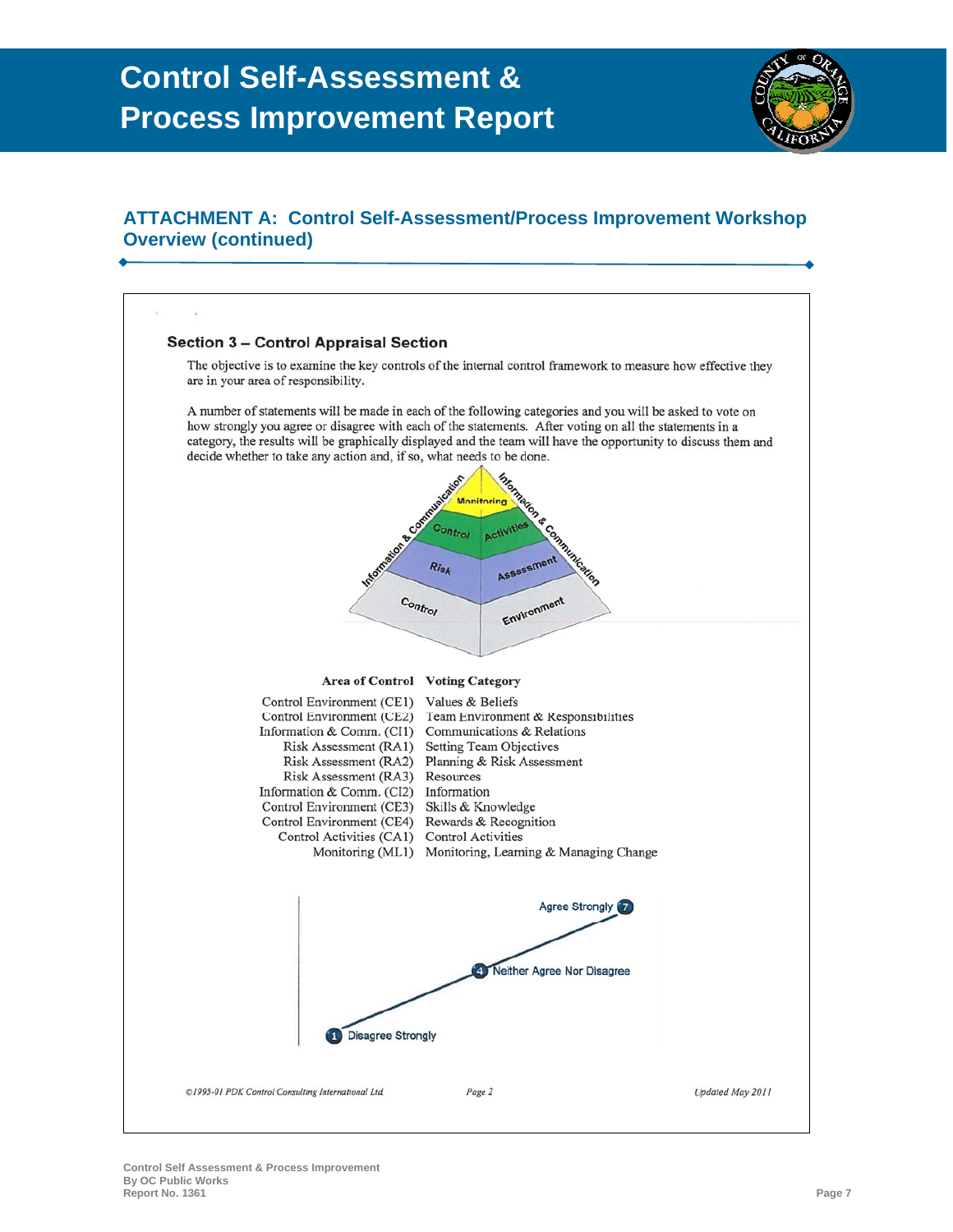## ATTACHMENT A: Control Self-Assessment/Process Improvement Workshop Overview (continued)

### Section 3 – Control Appraisal Section

The objective is to examine the key controls of the internal control framework to measure how effective they are in your area of responsibility.

A number of statements will be made in each of the following categories and you will be asked to vote on how strongly you agree or disagree with each of the statements. After voting on all the statements in a category, the results will be graphically displayed and the team will have the opportunity to discuss them and decide whether to take any action and, if so, what needs to be done.

| Area of Control | Voting Category |
|---|---|
| Control Environment (CE1) | Values & Beliefs |
| Control Environment (CE2) | Team Environment & Responsibilities |
| Information & Comm. (CI1) | Communications & Relations |
| Risk Assessment (RA1) | Setting Team Objectives |
| Risk Assessment (RA2) | Planning & Risk Assessment |
| Risk Assessment (RA3) | Resources |
| Information & Comm. (CI2) | Information |
| Control Environment (CE3) | Skills & Knowledge |
| Control Environment (CE4) | Rewards & Recognition |
| Control Activities (CA1) | Control Activities |
| Monitoring (ML1) | Monitoring, Learning & Managing Change |

7 Agree Strongly

4 Neither Agree Nor Disagree

1 Disagree Strongly

*©1995-01 PDK Control Consulting International Ltd.* *Page 2* *Updated May 2011*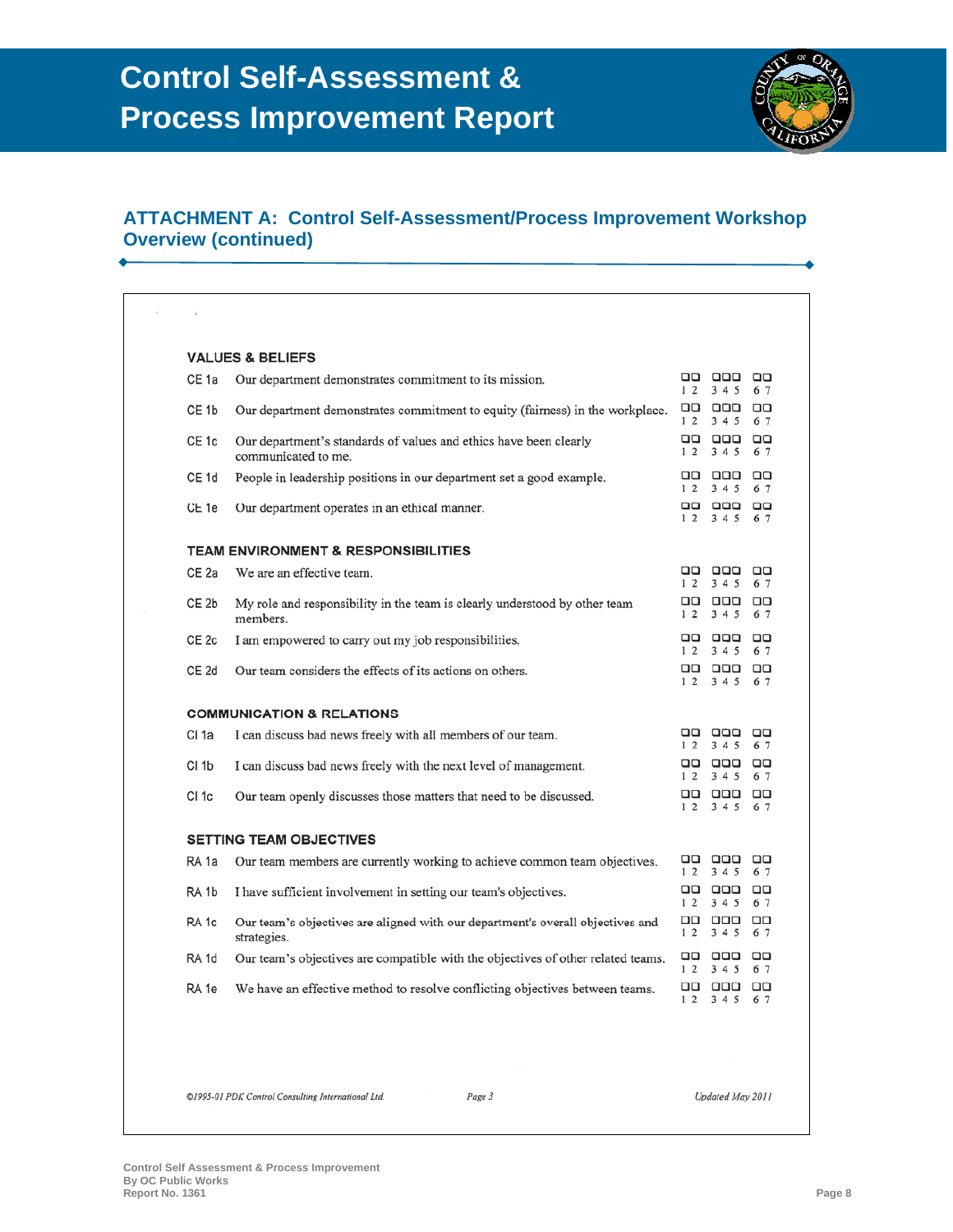## ATTACHMENT A: Control Self-Assessment/Process Improvement Workshop Overview (continued)

### VALUES & BELIEFS

| | | |
|---|---|---|
| CE 1a | Our department demonstrates commitment to its mission. | ☐☐ ☐☐☐ ☐☐ 1 2 3 4 5 6 7 |
| CE 1b | Our department demonstrates commitment to equity (fairness) in the workplace. | ☐☐ ☐☐☐ ☐☐ 1 2 3 4 5 6 7 |
| CE 1c | Our department's standards of values and ethics have been clearly communicated to me. | ☐☐ ☐☐☐ ☐☐ 1 2 3 4 5 6 7 |
| CE 1d | People in leadership positions in our department set a good example. | ☐☐ ☐☐☐ ☐☐ 1 2 3 4 5 6 7 |
| CE 1e | Our department operates in an ethical manner. | ☐☐ ☐☐☐ ☐☐ 1 2 3 4 5 6 7 |

### TEAM ENVIRONMENT & RESPONSIBILITIES

| | | |
|---|---|---|
| CE 2a | We are an effective team. | ☐☐ ☐☐☐ ☐☐ 1 2 3 4 5 6 7 |
| CE 2b | My role and responsibility in the team is clearly understood by other team members. | ☐☐ ☐☐☐ ☐☐ 1 2 3 4 5 6 7 |
| CE 2c | I am empowered to carry out my job responsibilities. | ☐☐ ☐☐☐ ☐☐ 1 2 3 4 5 6 7 |
| CE 2d | Our team considers the effects of its actions on others. | ☐☐ ☐☐☐ ☐☐ 1 2 3 4 5 6 7 |

### COMMUNICATION & RELATIONS

| | | |
|---|---|---|
| CI 1a | I can discuss bad news freely with all members of our team. | ☐☐ ☐☐☐ ☐☐ 1 2 3 4 5 6 7 |
| CI 1b | I can discuss bad news freely with the next level of management. | ☐☐ ☐☐☐ ☐☐ 1 2 3 4 5 6 7 |
| CI 1c | Our team openly discusses those matters that need to be discussed. | ☐☐ ☐☐☐ ☐☐ 1 2 3 4 5 6 7 |

### SETTING TEAM OBJECTIVES

| | | |
|---|---|---|
| RA 1a | Our team members are currently working to achieve common team objectives. | ☐☐ ☐☐☐ ☐☐ 1 2 3 4 5 6 7 |
| RA 1b | I have sufficient involvement in setting our team's objectives. | ☐☐ ☐☐☐ ☐☐ 1 2 3 4 5 6 7 |
| RA 1c | Our team's objectives are aligned with our department's overall objectives and strategies. | ☐☐ ☐☐☐ ☐☐ 1 2 3 4 5 6 7 |
| RA 1d | Our team's objectives are compatible with the objectives of other related teams. | ☐☐ ☐☐☐ ☐☐ 1 2 3 4 5 6 7 |
| RA 1e | We have an effective method to resolve conflicting objectives between teams. | ☐☐ ☐☐☐ ☐☐ 1 2 3 4 5 6 7 |

*©1995-01 PDK Control Consulting International Ltd.* *Page 3* *Updated May 2011*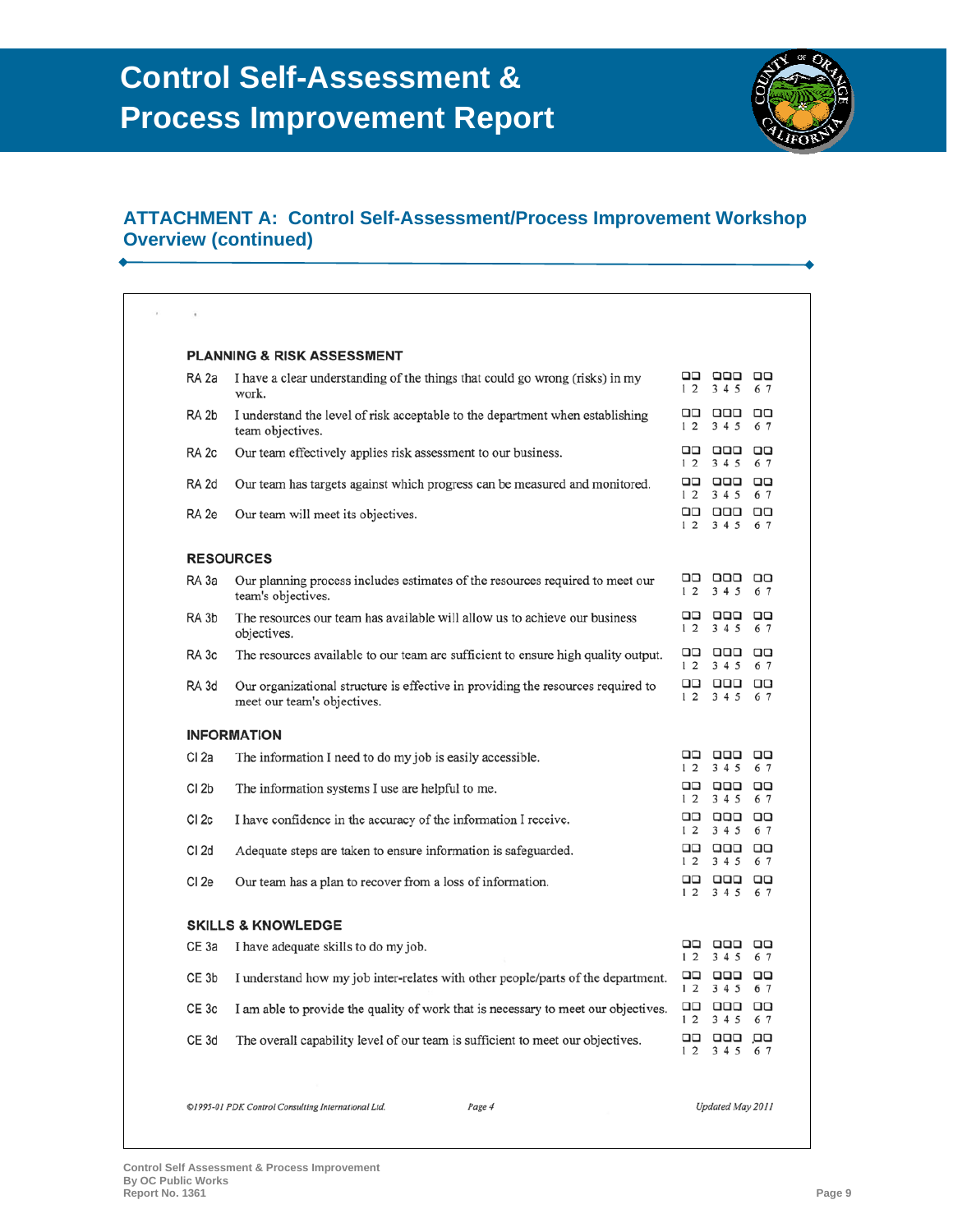## ATTACHMENT A: Control Self-Assessment/Process Improvement Workshop Overview (continued)

### PLANNING & RISK ASSESSMENT

| | | |
|---|---|---|
| RA 2a | I have a clear understanding of the things that could go wrong (risks) in my work. | ☐☐ ☐☐☐ ☐☐ 1 2 3 4 5 6 7 |
| RA 2b | I understand the level of risk acceptable to the department when establishing team objectives. | ☐☐ ☐☐☐ ☐☐ 1 2 3 4 5 6 7 |
| RA 2c | Our team effectively applies risk assessment to our business. | ☐☐ ☐☐☐ ☐☐ 1 2 3 4 5 6 7 |
| RA 2d | Our team has targets against which progress can be measured and monitored. | ☐☐ ☐☐☐ ☐☐ 1 2 3 4 5 6 7 |
| RA 2e | Our team will meet its objectives. | ☐☐ ☐☐☐ ☐☐ 1 2 3 4 5 6 7 |

### RESOURCES

| | | |
|---|---|---|
| RA 3a | Our planning process includes estimates of the resources required to meet our team's objectives. | ☐☐ ☐☐☐ ☐☐ 1 2 3 4 5 6 7 |
| RA 3b | The resources our team has available will allow us to achieve our business objectives. | ☐☐ ☐☐☐ ☐☐ 1 2 3 4 5 6 7 |
| RA 3c | The resources available to our team are sufficient to ensure high quality output. | ☐☐ ☐☐☐ ☐☐ 1 2 3 4 5 6 7 |
| RA 3d | Our organizational structure is effective in providing the resources required to meet our team's objectives. | ☐☐ ☐☐☐ ☐☐ 1 2 3 4 5 6 7 |

### INFORMATION

| | | |
|---|---|---|
| CI 2a | The information I need to do my job is easily accessible. | ☐☐ ☐☐☐ ☐☐ 1 2 3 4 5 6 7 |
| CI 2b | The information systems I use are helpful to me. | ☐☐ ☐☐☐ ☐☐ 1 2 3 4 5 6 7 |
| CI 2c | I have confidence in the accuracy of the information I receive. | ☐☐ ☐☐☐ ☐☐ 1 2 3 4 5 6 7 |
| CI 2d | Adequate steps are taken to ensure information is safeguarded. | ☐☐ ☐☐☐ ☐☐ 1 2 3 4 5 6 7 |
| CI 2e | Our team has a plan to recover from a loss of information. | ☐☐ ☐☐☐ ☐☐ 1 2 3 4 5 6 7 |

### SKILLS & KNOWLEDGE

| | | |
|---|---|---|
| CE 3a | I have adequate skills to do my job. | ☐☐ ☐☐☐ ☐☐ 1 2 3 4 5 6 7 |
| CE 3b | I understand how my job inter-relates with other people/parts of the department. | ☐☐ ☐☐☐ ☐☐ 1 2 3 4 5 6 7 |
| CE 3c | I am able to provide the quality of work that is necessary to meet our objectives. | ☐☐ ☐☐☐ ☐☐ 1 2 3 4 5 6 7 |
| CE 3d | The overall capability level of our team is sufficient to meet our objectives. | ☐☐ ☐☐☐ ☐☐ 1 2 3 4 5 6 7 |

*©1995-01 PDK Control Consulting International Ltd.* *Page 4* *Updated May 2011*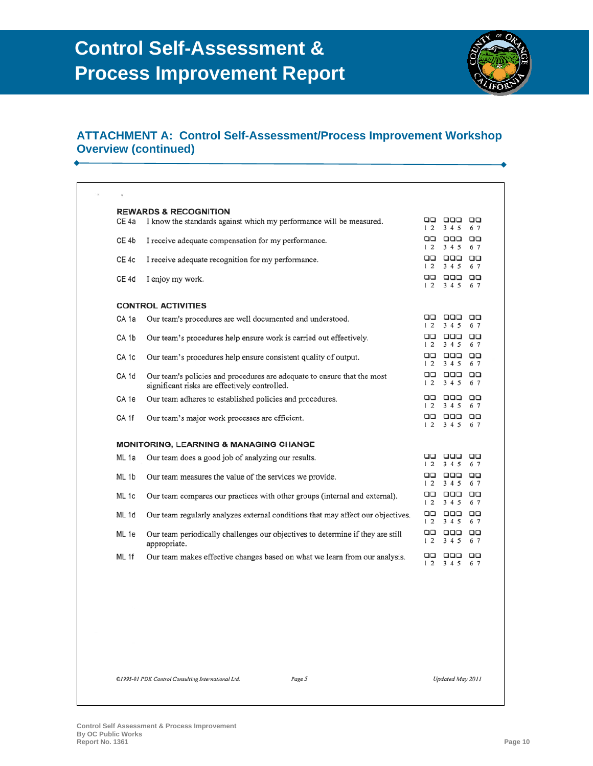## ATTACHMENT A: Control Self-Assessment/Process Improvement Workshop Overview (continued)

### REWARDS & RECOGNITION

| | | |
|---|---|---|
| CE 4a | I know the standards against which my performance will be measured. | ☐☐ ☐☐☐ ☐☐ 1 2 3 4 5 6 7 |
| CE 4b | I receive adequate compensation for my performance. | ☐☐ ☐☐☐ ☐☐ 1 2 3 4 5 6 7 |
| CE 4c | I receive adequate recognition for my performance. | ☐☐ ☐☐☐ ☐☐ 1 2 3 4 5 6 7 |
| CE 4d | I enjoy my work. | ☐☐ ☐☐☐ ☐☐ 1 2 3 4 5 6 7 |

### CONTROL ACTIVITIES

| | | |
|---|---|---|
| CA 1a | Our team's procedures are well documented and understood. | ☐☐ ☐☐☐ ☐☐ 1 2 3 4 5 6 7 |
| CA 1b | Our team's procedures help ensure work is carried out effectively. | ☐☐ ☐☐☐ ☐☐ 1 2 3 4 5 6 7 |
| CA 1c | Our team's procedures help ensure consistent quality of output. | ☐☐ ☐☐☐ ☐☐ 1 2 3 4 5 6 7 |
| CA 1d | Our team's policies and procedures are adequate to ensure that the most significant risks are effectively controlled. | ☐☐ ☐☐☐ ☐☐ 1 2 3 4 5 6 7 |
| CA 1e | Our team adheres to established policies and procedures. | ☐☐ ☐☐☐ ☐☐ 1 2 3 4 5 6 7 |
| CA 1f | Our team's major work processes are efficient. | ☐☐ ☐☐☐ ☐☐ 1 2 3 4 5 6 7 |

### MONITORING, LEARNING & MANAGING CHANGE

| | | |
|---|---|---|
| ML 1a | Our team does a good job of analyzing our results. | ☐☐ ☐☐☐ ☐☐ 1 2 3 4 5 6 7 |
| ML 1b | Our team measures the value of the services we provide. | ☐☐ ☐☐☐ ☐☐ 1 2 3 4 5 6 7 |
| ML 1c | Our team compares our practices with other groups (internal and external). | ☐☐ ☐☐☐ ☐☐ 1 2 3 4 5 6 7 |
| ML 1d | Our team regularly analyzes external conditions that may affect our objectives. | ☐☐ ☐☐☐ ☐☐ 1 2 3 4 5 6 7 |
| ML 1e | Our team periodically challenges our objectives to determine if they are still appropriate. | ☐☐ ☐☐☐ ☐☐ 1 2 3 4 5 6 7 |
| ML 1f | Our team makes effective changes based on what we learn from our analysis. | ☐☐ ☐☐☐ ☐☐ 1 2 3 4 5 6 7 |

*©1995-01 PDK Control Consulting International Ltd.* *Page 5* *Updated May 2011*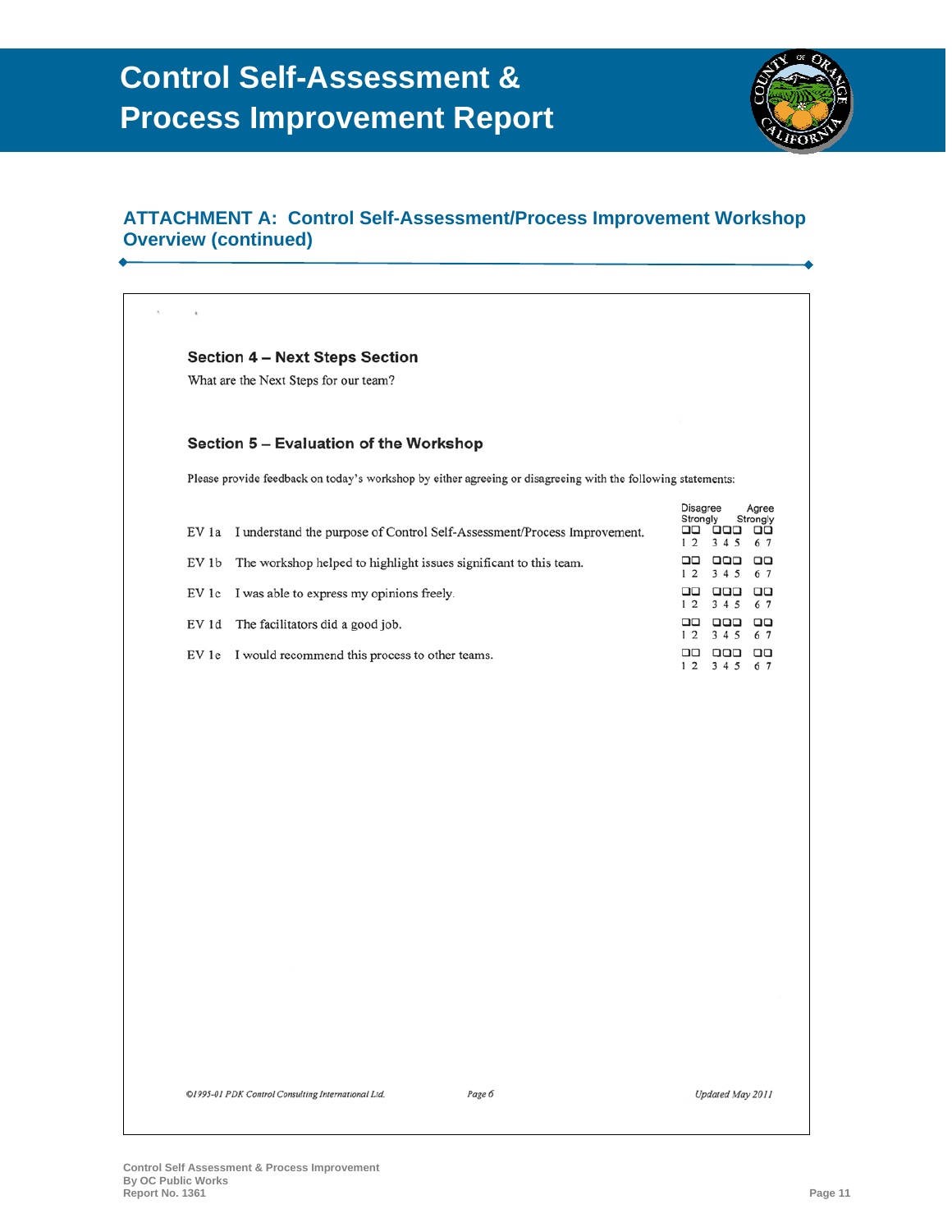## ATTACHMENT A: Control Self-Assessment/Process Improvement Workshop Overview (continued)

### Section 4 – Next Steps Section

What are the Next Steps for our team?

### Section 5 – Evaluation of the Workshop

Please provide feedback on today's workshop by either agreeing or disagreeing with the following statements:

| | | Disagree Strongly | | | | | | Agree Strongly |
|---|---|---|---|---|---|---|---|---|
| | | 1 | 2 | 3 | 4 | 5 | 6 | 7 |
| EV 1a | I understand the purpose of Control Self-Assessment/Process Improvement. | ☐ | ☐ | ☐ | ☐ | ☐ | ☐ | ☐ |
| EV 1b | The workshop helped to highlight issues significant to this team. | ☐ | ☐ | ☐ | ☐ | ☐ | ☐ | ☐ |
| EV 1c | I was able to express my opinions freely. | ☐ | ☐ | ☐ | ☐ | ☐ | ☐ | ☐ |
| EV 1d | The facilitators did a good job. | ☐ | ☐ | ☐ | ☐ | ☐ | ☐ | ☐ |
| EV 1e | I would recommend this process to other teams. | ☐ | ☐ | ☐ | ☐ | ☐ | ☐ | ☐ |

*©1995-01 PDK Control Consulting International Ltd.* *Page 6* *Updated May 2011*